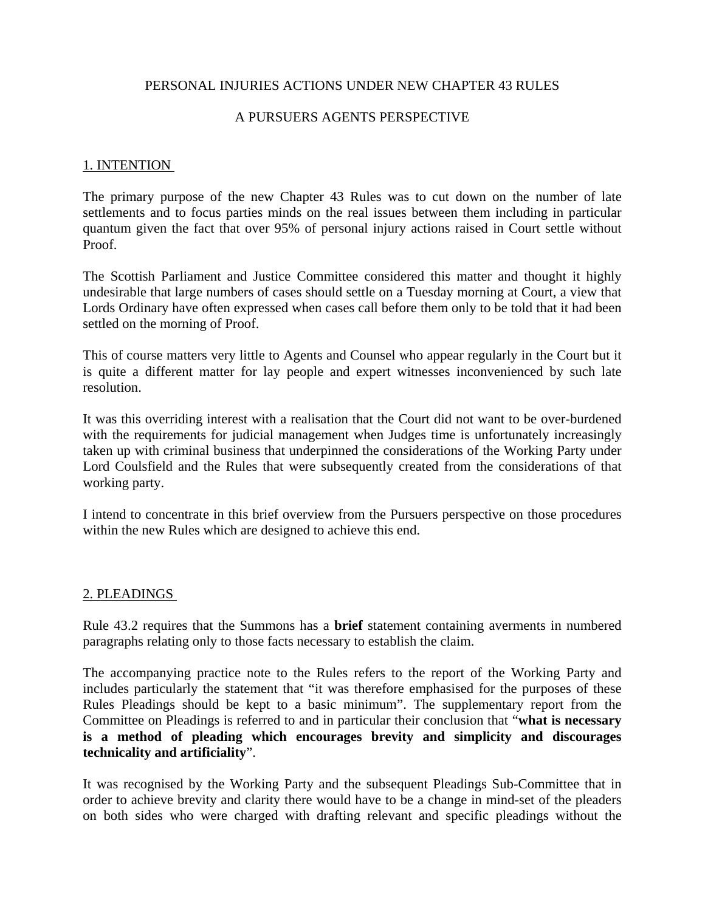# PERSONAL INJURIES ACTIONS UNDER NEW CHAPTER 43 RULES

## A PURSUERS AGENTS PERSPECTIVE

### 1. INTENTION

The primary purpose of the new Chapter 43 Rules was to cut down on the number of late settlements and to focus parties minds on the real issues between them including in particular quantum given the fact that over 95% of personal injury actions raised in Court settle without Proof.

The Scottish Parliament and Justice Committee considered this matter and thought it highly undesirable that large numbers of cases should settle on a Tuesday morning at Court, a view that Lords Ordinary have often expressed when cases call before them only to be told that it had been settled on the morning of Proof.

This of course matters very little to Agents and Counsel who appear regularly in the Court but it is quite a different matter for lay people and expert witnesses inconvenienced by such late resolution.

It was this overriding interest with a realisation that the Court did not want to be over-burdened with the requirements for judicial management when Judges time is unfortunately increasingly taken up with criminal business that underpinned the considerations of the Working Party under Lord Coulsfield and the Rules that were subsequently created from the considerations of that working party.

I intend to concentrate in this brief overview from the Pursuers perspective on those procedures within the new Rules which are designed to achieve this end.

### 2. PLEADINGS

Rule 43.2 requires that the Summons has a **brief** statement containing averments in numbered paragraphs relating only to those facts necessary to establish the claim.

The accompanying practice note to the Rules refers to the report of the Working Party and includes particularly the statement that "it was therefore emphasised for the purposes of these Rules Pleadings should be kept to a basic minimum". The supplementary report from the Committee on Pleadings is referred to and in particular their conclusion that "**what is necessary is a method of pleading which encourages brevity and simplicity and discourages technicality and artificiality**".

It was recognised by the Working Party and the subsequent Pleadings Sub-Committee that in order to achieve brevity and clarity there would have to be a change in mind-set of the pleaders on both sides who were charged with drafting relevant and specific pleadings without the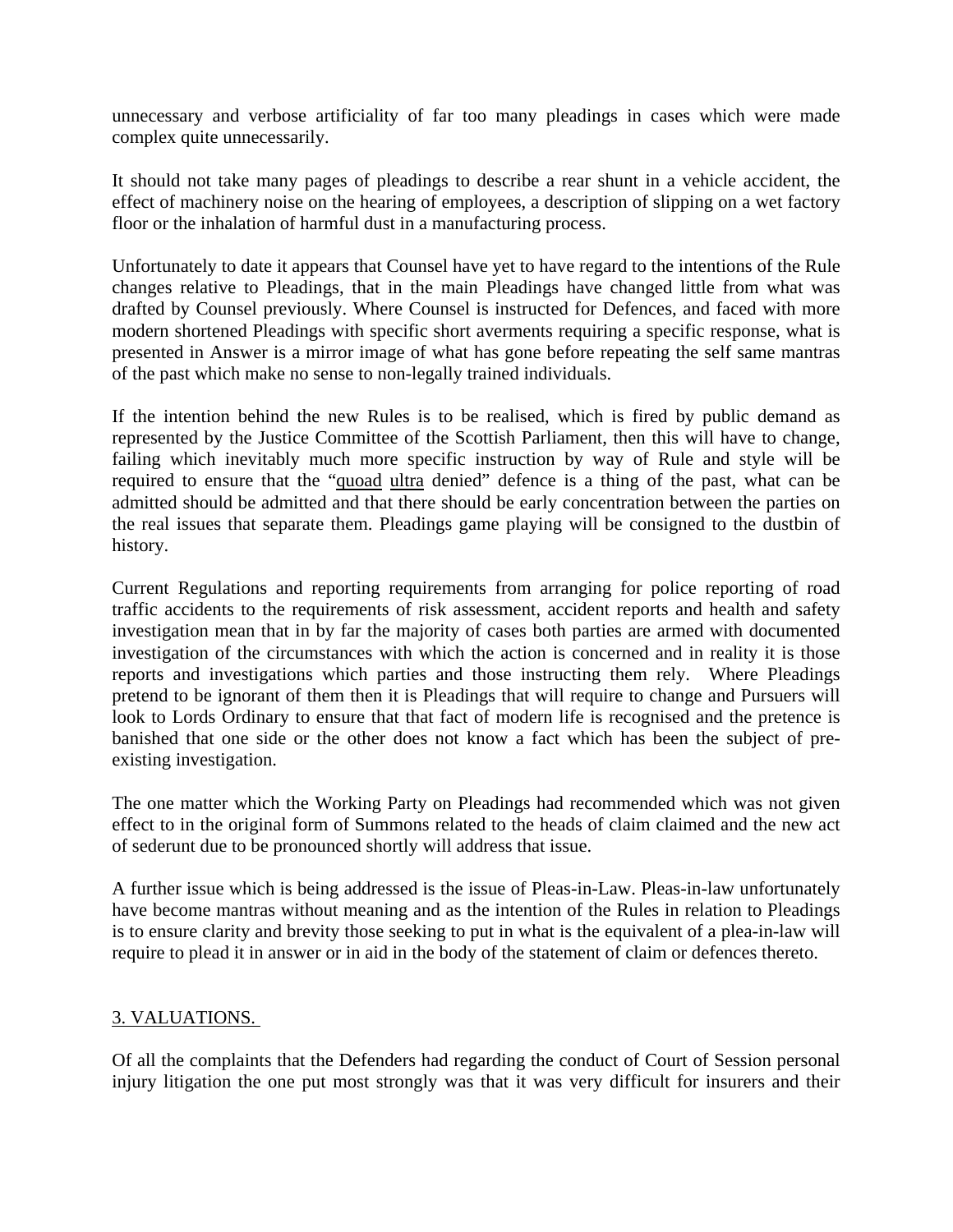unnecessary and verbose artificiality of far too many pleadings in cases which were made complex quite unnecessarily.

It should not take many pages of pleadings to describe a rear shunt in a vehicle accident, the effect of machinery noise on the hearing of employees, a description of slipping on a wet factory floor or the inhalation of harmful dust in a manufacturing process.

Unfortunately to date it appears that Counsel have yet to have regard to the intentions of the Rule changes relative to Pleadings, that in the main Pleadings have changed little from what was drafted by Counsel previously. Where Counsel is instructed for Defences, and faced with more modern shortened Pleadings with specific short averments requiring a specific response, what is presented in Answer is a mirror image of what has gone before repeating the self same mantras of the past which make no sense to non-legally trained individuals.

If the intention behind the new Rules is to be realised, which is fired by public demand as represented by the Justice Committee of the Scottish Parliament, then this will have to change, failing which inevitably much more specific instruction by way of Rule and style will be required to ensure that the "quoad ultra denied" defence is a thing of the past, what can be admitted should be admitted and that there should be early concentration between the parties on the real issues that separate them. Pleadings game playing will be consigned to the dustbin of history.

Current Regulations and reporting requirements from arranging for police reporting of road traffic accidents to the requirements of risk assessment, accident reports and health and safety investigation mean that in by far the majority of cases both parties are armed with documented investigation of the circumstances with which the action is concerned and in reality it is those reports and investigations which parties and those instructing them rely. Where Pleadings pretend to be ignorant of them then it is Pleadings that will require to change and Pursuers will look to Lords Ordinary to ensure that that fact of modern life is recognised and the pretence is banished that one side or the other does not know a fact which has been the subject of pre-existing investigation.

The one matter which the Working Party on Pleadings had recommended which was not given effect to in the original form of Summons related to the heads of claim claimed and the new act of sederunt due to be pronounced shortly will address that issue.

A further issue which is being addressed is the issue of Pleas-in-Law. Pleas-in-law unfortunately have become mantras without meaning and as the intention of the Rules in relation to Pleadings is to ensure clarity and brevity those seeking to put in what is the equivalent of a plea-in-law will require to plead it in answer or in aid in the body of the statement of claim or defences thereto.

## 3. VALUATIONS.

Of all the complaints that the Defenders had regarding the conduct of Court of Session personal injury litigation the one put most strongly was that it was very difficult for insurers and their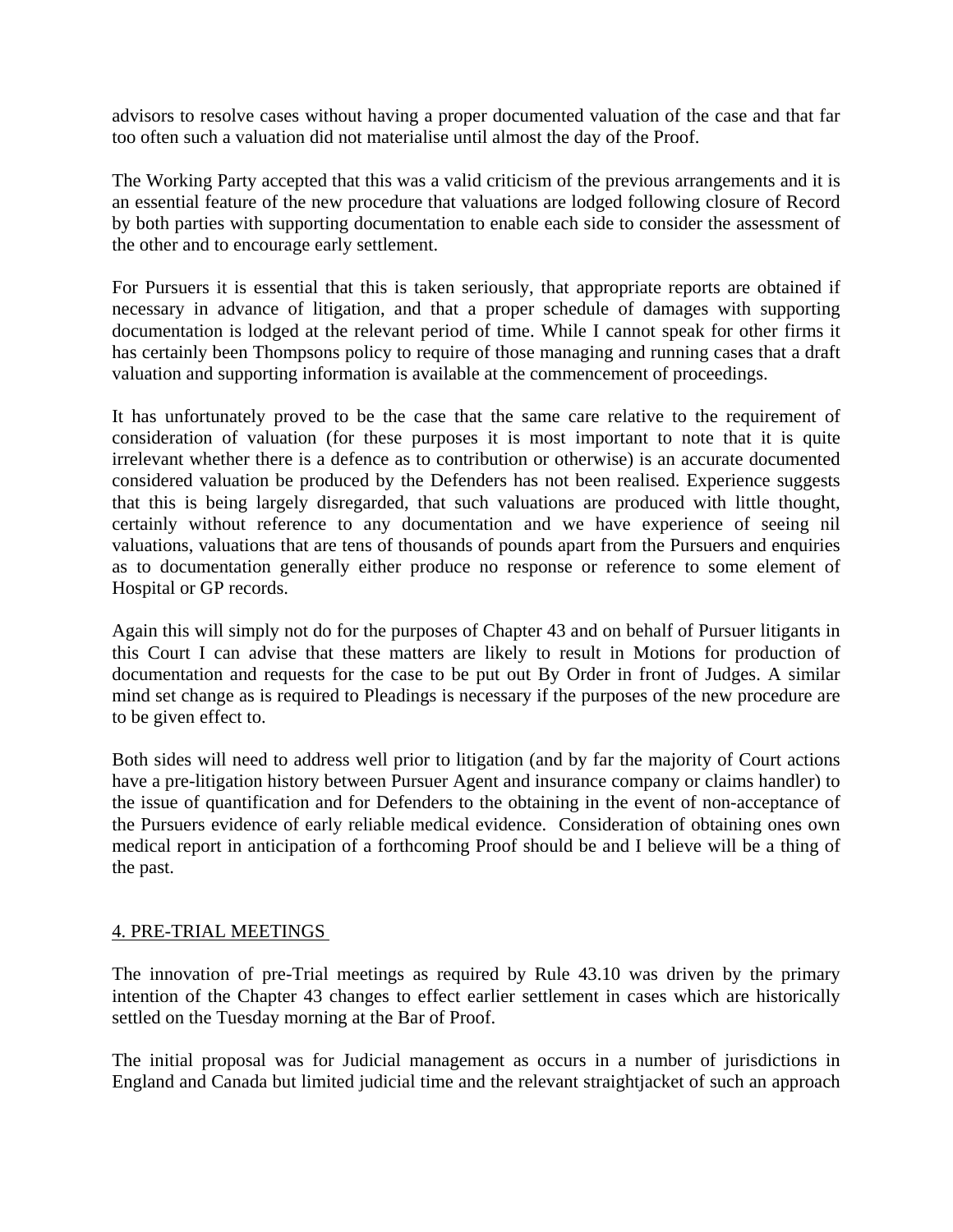advisors to resolve cases without having a proper documented valuation of the case and that far too often such a valuation did not materialise until almost the day of the Proof.

The Working Party accepted that this was a valid criticism of the previous arrangements and it is an essential feature of the new procedure that valuations are lodged following closure of Record by both parties with supporting documentation to enable each side to consider the assessment of the other and to encourage early settlement.

For Pursuers it is essential that this is taken seriously, that appropriate reports are obtained if necessary in advance of litigation, and that a proper schedule of damages with supporting documentation is lodged at the relevant period of time. While I cannot speak for other firms it has certainly been Thompsons policy to require of those managing and running cases that a draft valuation and supporting information is available at the commencement of proceedings.

It has unfortunately proved to be the case that the same care relative to the requirement of consideration of valuation (for these purposes it is most important to note that it is quite irrelevant whether there is a defence as to contribution or otherwise) is an accurate documented considered valuation be produced by the Defenders has not been realised. Experience suggests that this is being largely disregarded, that such valuations are produced with little thought, certainly without reference to any documentation and we have experience of seeing nil valuations, valuations that are tens of thousands of pounds apart from the Pursuers and enquiries as to documentation generally either produce no response or reference to some element of Hospital or GP records.

Again this will simply not do for the purposes of Chapter 43 and on behalf of Pursuer litigants in this Court I can advise that these matters are likely to result in Motions for production of documentation and requests for the case to be put out By Order in front of Judges. A similar mind set change as is required to Pleadings is necessary if the purposes of the new procedure are to be given effect to.

Both sides will need to address well prior to litigation (and by far the majority of Court actions have a pre-litigation history between Pursuer Agent and insurance company or claims handler) to the issue of quantification and for Defenders to the obtaining in the event of non-acceptance of the Pursuers evidence of early reliable medical evidence. Consideration of obtaining ones own medical report in anticipation of a forthcoming Proof should be and I believe will be a thing of the past.

## 4. PRE-TRIAL MEETINGS

The innovation of pre-Trial meetings as required by Rule 43.10 was driven by the primary intention of the Chapter 43 changes to effect earlier settlement in cases which are historically settled on the Tuesday morning at the Bar of Proof.

The initial proposal was for Judicial management as occurs in a number of jurisdictions in England and Canada but limited judicial time and the relevant straightjacket of such an approach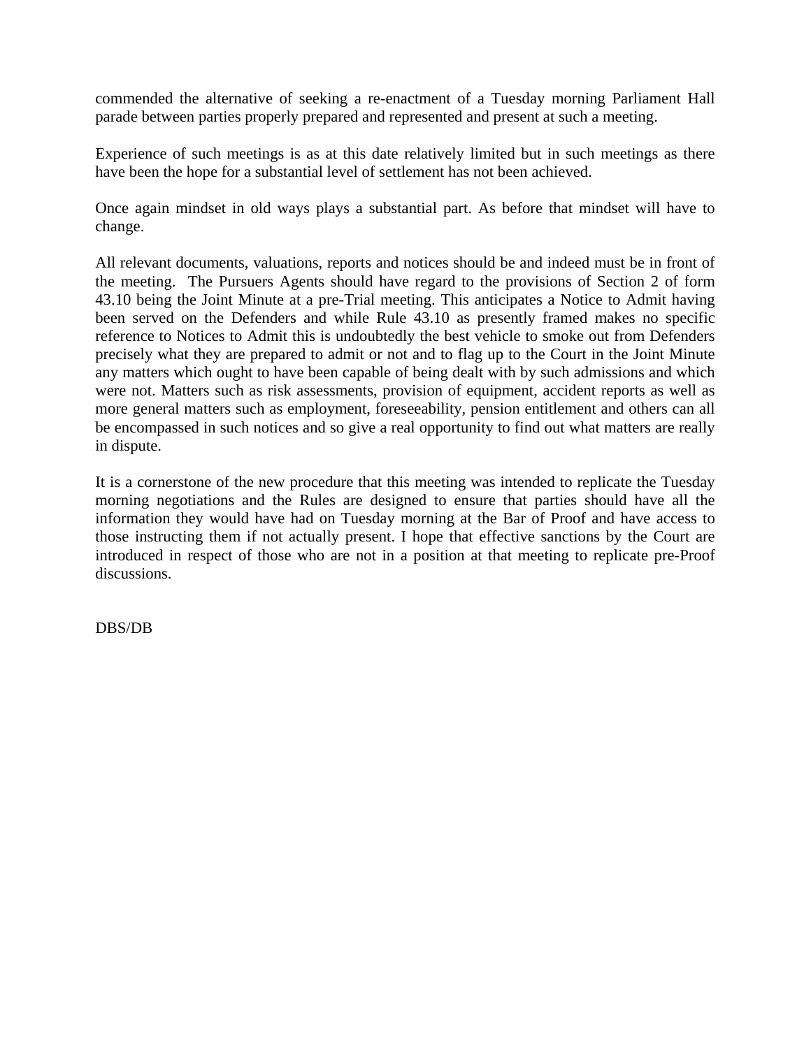commended the alternative of seeking a re-enactment of a Tuesday morning Parliament Hall parade between parties properly prepared and represented and present at such a meeting.

Experience of such meetings is as at this date relatively limited but in such meetings as there have been the hope for a substantial level of settlement has not been achieved.

Once again mindset in old ways plays a substantial part. As before that mindset will have to change.

All relevant documents, valuations, reports and notices should be and indeed must be in front of the meeting.  The Pursuers Agents should have regard to the provisions of Section 2 of form 43.10 being the Joint Minute at a pre-Trial meeting. This anticipates a Notice to Admit having been served on the Defenders and while Rule 43.10 as presently framed makes no specific reference to Notices to Admit this is undoubtedly the best vehicle to smoke out from Defenders precisely what they are prepared to admit or not and to flag up to the Court in the Joint Minute any matters which ought to have been capable of being dealt with by such admissions and which were not. Matters such as risk assessments, provision of equipment, accident reports as well as more general matters such as employment, foreseeability, pension entitlement and others can all be encompassed in such notices and so give a real opportunity to find out what matters are really in dispute.

It is a cornerstone of the new procedure that this meeting was intended to replicate the Tuesday morning negotiations and the Rules are designed to ensure that parties should have all the information they would have had on Tuesday morning at the Bar of Proof and have access to those instructing them if not actually present. I hope that effective sanctions by the Court are introduced in respect of those who are not in a position at that meeting to replicate pre-Proof discussions.

DBS/DB